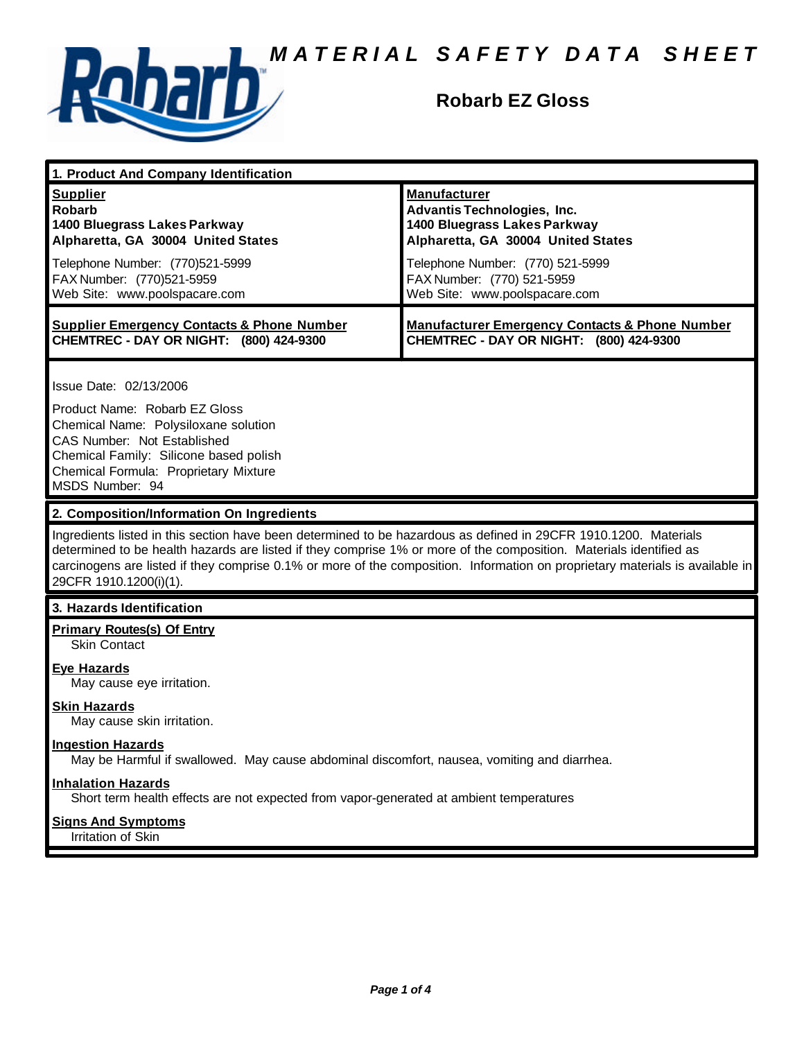# MATERIAL SAFETY DATA SHEET

## Robarb EZ Gloss

### 1. Product And Company Identification

| **Supplier** | **Manufacturer** |
|---|---|
| **Robarb**<br>**1400 Bluegrass Lakes Parkway**<br>**Alpharetta, GA 30004 United States** | **Advantis Technologies, Inc.**<br>**1400 Bluegrass Lakes Parkway**<br>**Alpharetta, GA 30004 United States** |
| Telephone Number: (770)521-5999<br>FAX Number: (770)521-5959<br>Web Site: www.poolspacare.com | Telephone Number: (770) 521-5999<br>FAX Number: (770) 521-5959<br>Web Site: www.poolspacare.com |
| **Supplier Emergency Contacts & Phone Number**<br>**CHEMTREC - DAY OR NIGHT: (800) 424-9300** | **Manufacturer Emergency Contacts & Phone Number**<br>**CHEMTREC - DAY OR NIGHT: (800) 424-9300** |

Issue Date: 02/13/2006

Product Name: Robarb EZ Gloss
Chemical Name: Polysiloxane solution
CAS Number: Not Established
Chemical Family: Silicone based polish
Chemical Formula: Proprietary Mixture
MSDS Number: 94

### 2. Composition/Information On Ingredients

Ingredients listed in this section have been determined to be hazardous as defined in 29CFR 1910.1200. Materials determined to be health hazards are listed if they comprise 1% or more of the composition. Materials identified as carcinogens are listed if they comprise 0.1% or more of the composition. Information on proprietary materials is available in 29CFR 1910.1200(i)(1).

### 3. Hazards Identification

**Primary Routes(s) Of Entry**
Skin Contact

**Eye Hazards**
May cause eye irritation.

**Skin Hazards**
May cause skin irritation.

**Ingestion Hazards**
May be Harmful if swallowed. May cause abdominal discomfort, nausea, vomiting and diarrhea.

**Inhalation Hazards**
Short term health effects are not expected from vapor-generated at ambient temperatures

**Signs And Symptoms**
Irritation of Skin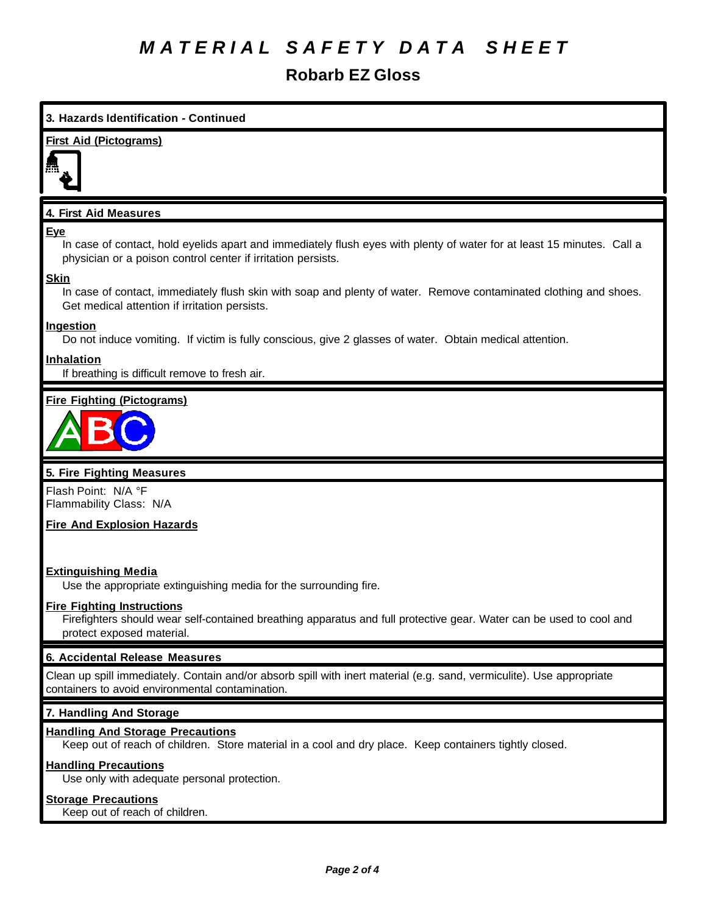# MATERIAL SAFETY DATA SHEET

## Robarb EZ Gloss

### 3. Hazards Identification - Continued

**First Aid (Pictograms)**

### 4. First Aid Measures

**Eye**

In case of contact, hold eyelids apart and immediately flush eyes with plenty of water for at least 15 minutes. Call a physician or a poison control center if irritation persists.

**Skin**

In case of contact, immediately flush skin with soap and plenty of water. Remove contaminated clothing and shoes. Get medical attention if irritation persists.

**Ingestion**

Do not induce vomiting. If victim is fully conscious, give 2 glasses of water. Obtain medical attention.

**Inhalation**

If breathing is difficult remove to fresh air.

**Fire Fighting (Pictograms)**

### 5. Fire Fighting Measures

Flash Point: N/A °F
Flammability Class: N/A

**Fire And Explosion Hazards**

**Extinguishing Media**

Use the appropriate extinguishing media for the surrounding fire.

**Fire Fighting Instructions**

Firefighters should wear self-contained breathing apparatus and full protective gear. Water can be used to cool and protect exposed material.

### 6. Accidental Release Measures

Clean up spill immediately. Contain and/or absorb spill with inert material (e.g. sand, vermiculite). Use appropriate containers to avoid environmental contamination.

### 7. Handling And Storage

**Handling And Storage Precautions**

Keep out of reach of children. Store material in a cool and dry place. Keep containers tightly closed.

**Handling Precautions**

Use only with adequate personal protection.

**Storage Precautions**

Keep out of reach of children.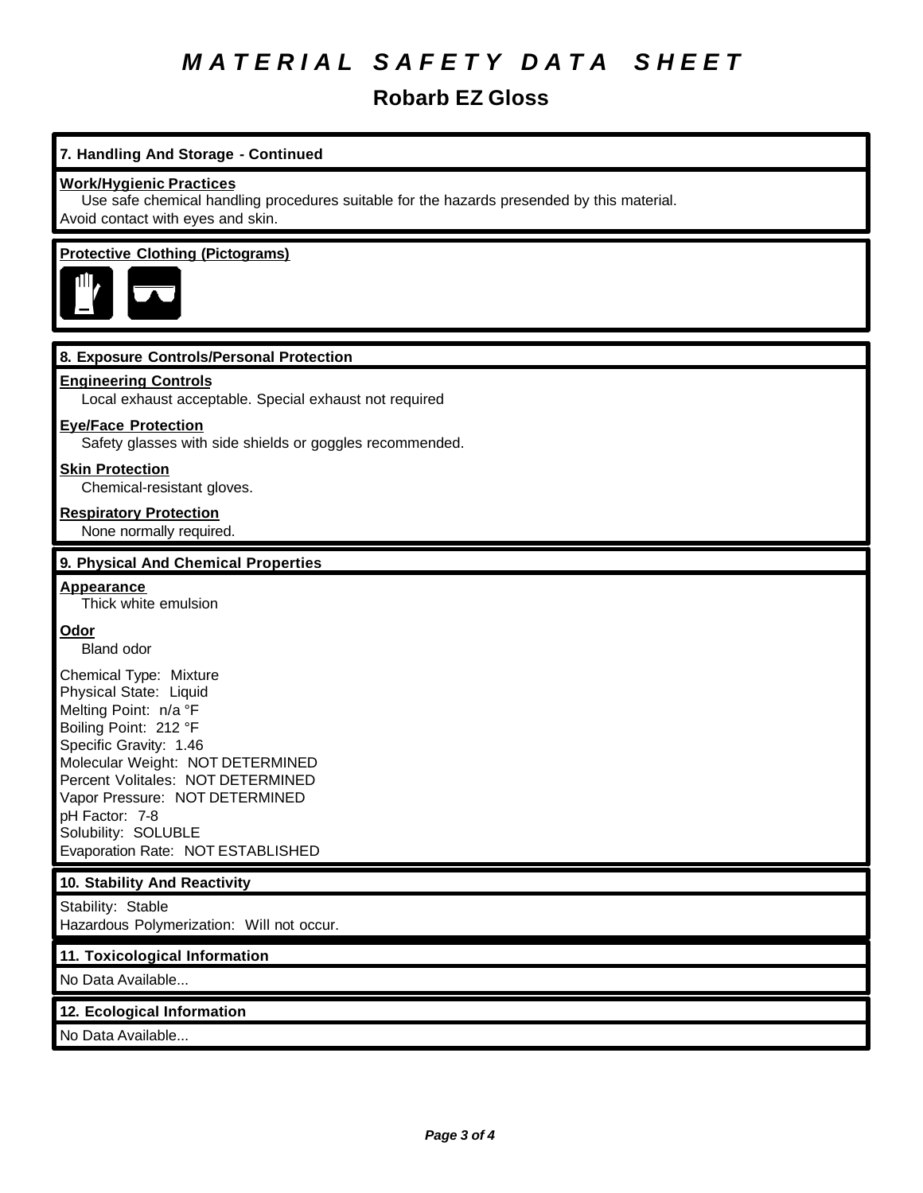# MATERIAL SAFETY DATA SHEET

## Robarb EZ Gloss

### 7. Handling And Storage - Continued

**Work/Hygienic Practices**

Use safe chemical handling procedures suitable for the hazards presended by this material. Avoid contact with eyes and skin.

**Protective Clothing (Pictograms)**

### 8. Exposure Controls/Personal Protection

**Engineering Controls**

Local exhaust acceptable. Special exhaust not required

**Eye/Face Protection**

Safety glasses with side shields or goggles recommended.

**Skin Protection**

Chemical-resistant gloves.

**Respiratory Protection**

None normally required.

### 9. Physical And Chemical Properties

**Appearance**

Thick white emulsion

**Odor**

Bland odor

Chemical Type: Mixture
Physical State: Liquid
Melting Point: n/a °F
Boiling Point: 212 °F
Specific Gravity: 1.46
Molecular Weight: NOT DETERMINED
Percent Volitales: NOT DETERMINED
Vapor Pressure: NOT DETERMINED
pH Factor: 7-8
Solubility: SOLUBLE
Evaporation Rate: NOT ESTABLISHED

### 10. Stability And Reactivity

Stability: Stable
Hazardous Polymerization: Will not occur.

### 11. Toxicological Information

No Data Available...

### 12. Ecological Information

No Data Available...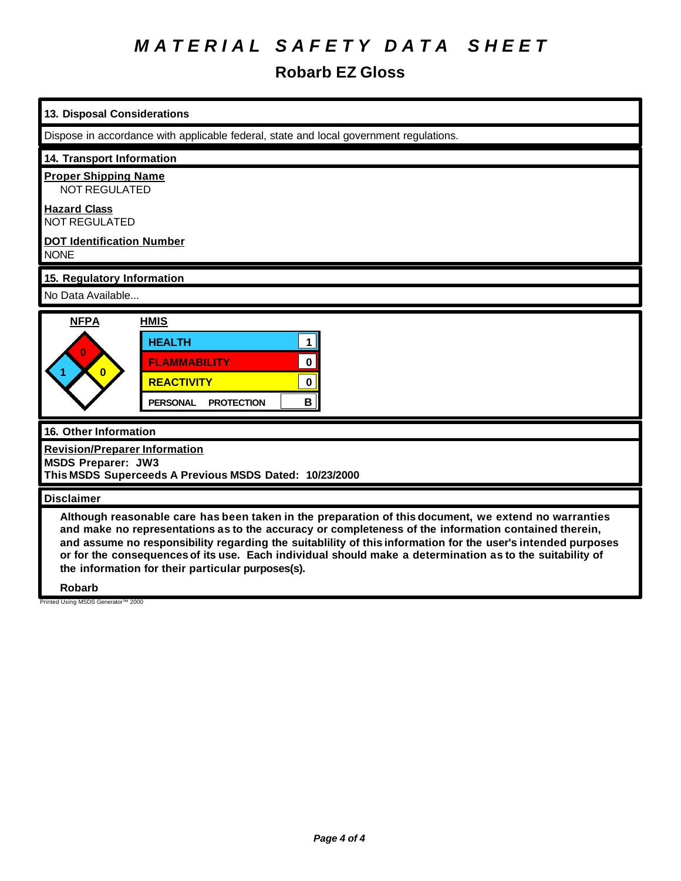# MATERIAL SAFETY DATA SHEET

## Robarb EZ Gloss

### 13. Disposal Considerations

Dispose in accordance with applicable federal, state and local government regulations.

### 14. Transport Information

**Proper Shipping Name**
NOT REGULATED

**Hazard Class**
NOT REGULATED

**DOT Identification Number**
NONE

### 15. Regulatory Information

No Data Available...

**NFPA**

0
1 0

**HMIS**

| | |
|---|---|
| HEALTH | 1 |
| FLAMMABILITY | 0 |
| REACTIVITY | 0 |
| PERSONAL PROTECTION | B |

### 16. Other Information

**Revision/Preparer Information**
**MSDS Preparer: JW3**
**This MSDS Superceeds A Previous MSDS Dated: 10/23/2000**

### Disclaimer

**Although reasonable care has been taken in the preparation of this document, we extend no warranties and make no representations as to the accuracy or completeness of the information contained therein, and assume no responsibility regarding the suitablility of this information for the user's intended purposes or for the consequences of its use. Each individual should make a determination as to the suitability of the information for their particular purposes(s).**

**Robarb**

Printed Using MSDS Generator™ 2000